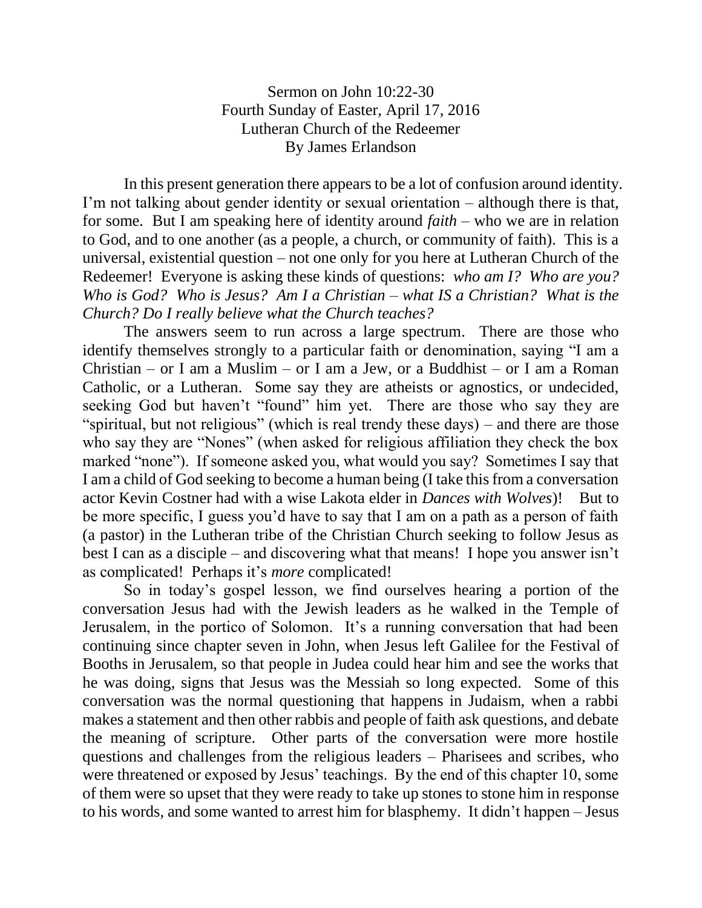Sermon on John 10:22-30
Fourth Sunday of Easter, April 17, 2016
Lutheran Church of the Redeemer
By James Erlandson

In this present generation there appears to be a lot of confusion around identity. I'm not talking about gender identity or sexual orientation – although there is that, for some. But I am speaking here of identity around *faith* – who we are in relation to God, and to one another (as a people, a church, or community of faith). This is a universal, existential question – not one only for you here at Lutheran Church of the Redeemer! Everyone is asking these kinds of questions: *who am I? Who are you? Who is God? Who is Jesus? Am I a Christian – what IS a Christian? What is the Church? Do I really believe what the Church teaches?*

The answers seem to run across a large spectrum. There are those who identify themselves strongly to a particular faith or denomination, saying "I am a Christian – or I am a Muslim – or I am a Jew, or a Buddhist – or I am a Roman Catholic, or a Lutheran. Some say they are atheists or agnostics, or undecided, seeking God but haven't "found" him yet. There are those who say they are "spiritual, but not religious" (which is real trendy these days) – and there are those who say they are "Nones" (when asked for religious affiliation they check the box marked "none"). If someone asked you, what would you say? Sometimes I say that I am a child of God seeking to become a human being (I take this from a conversation actor Kevin Costner had with a wise Lakota elder in *Dances with Wolves*)! But to be more specific, I guess you'd have to say that I am on a path as a person of faith (a pastor) in the Lutheran tribe of the Christian Church seeking to follow Jesus as best I can as a disciple – and discovering what that means! I hope you answer isn't as complicated! Perhaps it's *more* complicated!

So in today's gospel lesson, we find ourselves hearing a portion of the conversation Jesus had with the Jewish leaders as he walked in the Temple of Jerusalem, in the portico of Solomon. It's a running conversation that had been continuing since chapter seven in John, when Jesus left Galilee for the Festival of Booths in Jerusalem, so that people in Judea could hear him and see the works that he was doing, signs that Jesus was the Messiah so long expected. Some of this conversation was the normal questioning that happens in Judaism, when a rabbi makes a statement and then other rabbis and people of faith ask questions, and debate the meaning of scripture. Other parts of the conversation were more hostile questions and challenges from the religious leaders – Pharisees and scribes, who were threatened or exposed by Jesus' teachings. By the end of this chapter 10, some of them were so upset that they were ready to take up stones to stone him in response to his words, and some wanted to arrest him for blasphemy. It didn't happen – Jesus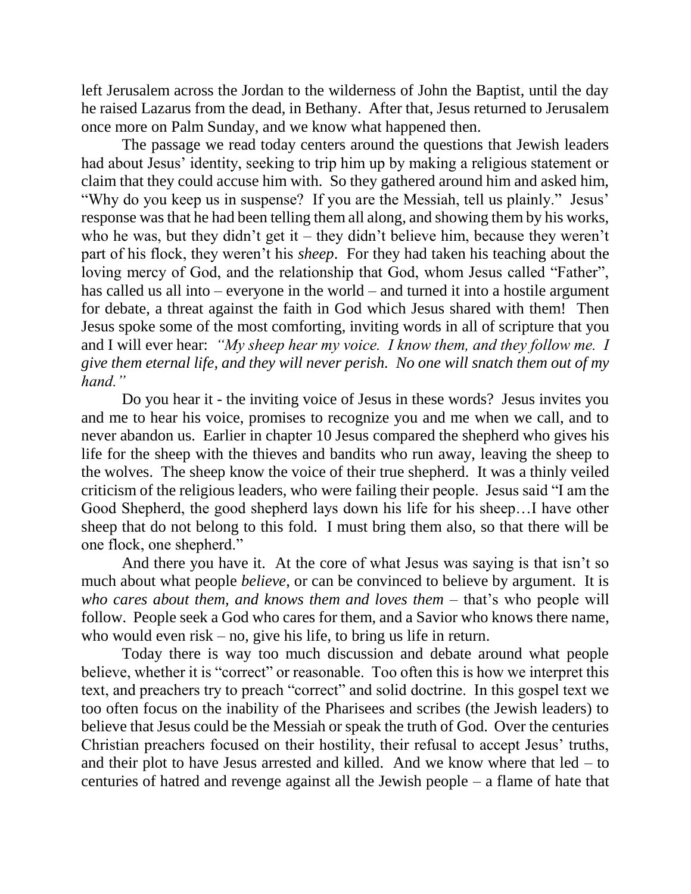left Jerusalem across the Jordan to the wilderness of John the Baptist, until the day he raised Lazarus from the dead, in Bethany. After that, Jesus returned to Jerusalem once more on Palm Sunday, and we know what happened then.

The passage we read today centers around the questions that Jewish leaders had about Jesus' identity, seeking to trip him up by making a religious statement or claim that they could accuse him with. So they gathered around him and asked him, "Why do you keep us in suspense? If you are the Messiah, tell us plainly." Jesus' response was that he had been telling them all along, and showing them by his works, who he was, but they didn't get it – they didn't believe him, because they weren't part of his flock, they weren't his *sheep*. For they had taken his teaching about the loving mercy of God, and the relationship that God, whom Jesus called "Father", has called us all into – everyone in the world – and turned it into a hostile argument for debate, a threat against the faith in God which Jesus shared with them! Then Jesus spoke some of the most comforting, inviting words in all of scripture that you and I will ever hear: *"My sheep hear my voice. I know them, and they follow me. I give them eternal life, and they will never perish. No one will snatch them out of my hand."*

Do you hear it - the inviting voice of Jesus in these words? Jesus invites you and me to hear his voice, promises to recognize you and me when we call, and to never abandon us. Earlier in chapter 10 Jesus compared the shepherd who gives his life for the sheep with the thieves and bandits who run away, leaving the sheep to the wolves. The sheep know the voice of their true shepherd. It was a thinly veiled criticism of the religious leaders, who were failing their people. Jesus said "I am the Good Shepherd, the good shepherd lays down his life for his sheep…I have other sheep that do not belong to this fold. I must bring them also, so that there will be one flock, one shepherd."

And there you have it. At the core of what Jesus was saying is that isn't so much about what people *believe*, or can be convinced to believe by argument. It is *who cares about them, and knows them and loves them* – that's who people will follow. People seek a God who cares for them, and a Savior who knows there name, who would even risk – no, give his life, to bring us life in return.

Today there is way too much discussion and debate around what people believe, whether it is "correct" or reasonable. Too often this is how we interpret this text, and preachers try to preach "correct" and solid doctrine. In this gospel text we too often focus on the inability of the Pharisees and scribes (the Jewish leaders) to believe that Jesus could be the Messiah or speak the truth of God. Over the centuries Christian preachers focused on their hostility, their refusal to accept Jesus' truths, and their plot to have Jesus arrested and killed. And we know where that led – to centuries of hatred and revenge against all the Jewish people – a flame of hate that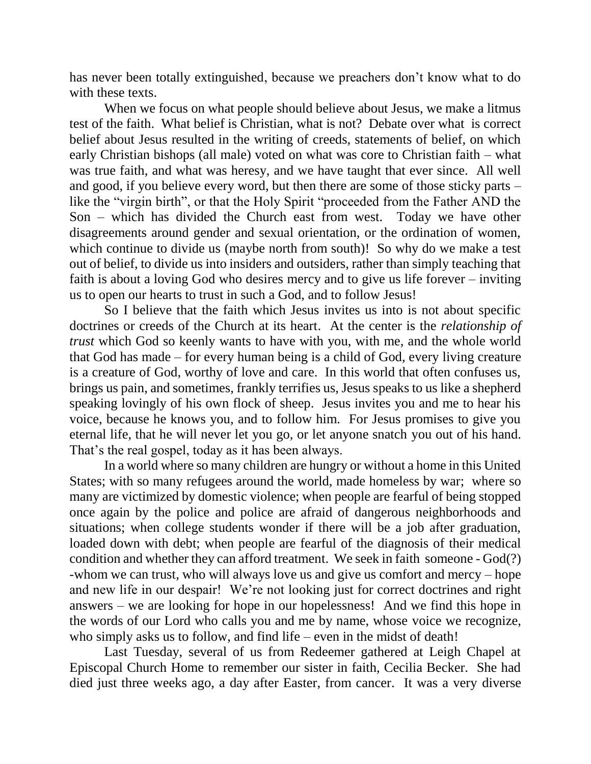has never been totally extinguished, because we preachers don't know what to do with these texts.

When we focus on what people should believe about Jesus, we make a litmus test of the faith. What belief is Christian, what is not? Debate over what is correct belief about Jesus resulted in the writing of creeds, statements of belief, on which early Christian bishops (all male) voted on what was core to Christian faith – what was true faith, and what was heresy, and we have taught that ever since. All well and good, if you believe every word, but then there are some of those sticky parts – like the "virgin birth", or that the Holy Spirit "proceeded from the Father AND the Son – which has divided the Church east from west. Today we have other disagreements around gender and sexual orientation, or the ordination of women, which continue to divide us (maybe north from south)! So why do we make a test out of belief, to divide us into insiders and outsiders, rather than simply teaching that faith is about a loving God who desires mercy and to give us life forever – inviting us to open our hearts to trust in such a God, and to follow Jesus!

So I believe that the faith which Jesus invites us into is not about specific doctrines or creeds of the Church at its heart. At the center is the *relationship of trust* which God so keenly wants to have with you, with me, and the whole world that God has made – for every human being is a child of God, every living creature is a creature of God, worthy of love and care. In this world that often confuses us, brings us pain, and sometimes, frankly terrifies us, Jesus speaks to us like a shepherd speaking lovingly of his own flock of sheep. Jesus invites you and me to hear his voice, because he knows you, and to follow him. For Jesus promises to give you eternal life, that he will never let you go, or let anyone snatch you out of his hand. That's the real gospel, today as it has been always.

In a world where so many children are hungry or without a home in this United States; with so many refugees around the world, made homeless by war; where so many are victimized by domestic violence; when people are fearful of being stopped once again by the police and police are afraid of dangerous neighborhoods and situations; when college students wonder if there will be a job after graduation, loaded down with debt; when people are fearful of the diagnosis of their medical condition and whether they can afford treatment. We seek in faith someone - God(?) -whom we can trust, who will always love us and give us comfort and mercy – hope and new life in our despair! We're not looking just for correct doctrines and right answers – we are looking for hope in our hopelessness! And we find this hope in the words of our Lord who calls you and me by name, whose voice we recognize, who simply asks us to follow, and find life – even in the midst of death!

Last Tuesday, several of us from Redeemer gathered at Leigh Chapel at Episcopal Church Home to remember our sister in faith, Cecilia Becker. She had died just three weeks ago, a day after Easter, from cancer. It was a very diverse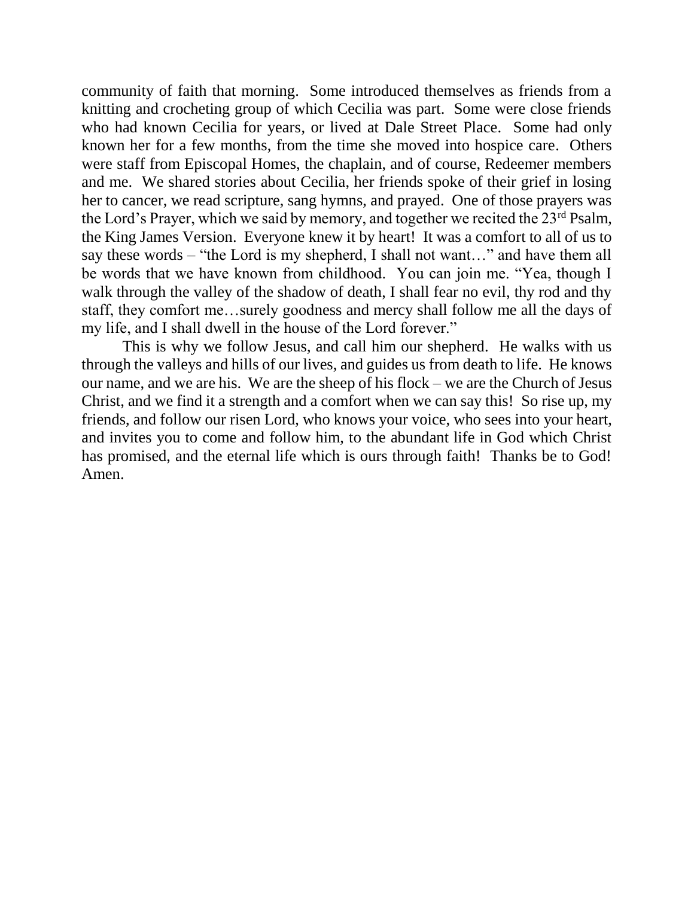community of faith that morning. Some introduced themselves as friends from a knitting and crocheting group of which Cecilia was part. Some were close friends who had known Cecilia for years, or lived at Dale Street Place. Some had only known her for a few months, from the time she moved into hospice care. Others were staff from Episcopal Homes, the chaplain, and of course, Redeemer members and me. We shared stories about Cecilia, her friends spoke of their grief in losing her to cancer, we read scripture, sang hymns, and prayed. One of those prayers was the Lord's Prayer, which we said by memory, and together we recited the 23rd Psalm, the King James Version. Everyone knew it by heart! It was a comfort to all of us to say these words – "the Lord is my shepherd, I shall not want…" and have them all be words that we have known from childhood. You can join me. "Yea, though I walk through the valley of the shadow of death, I shall fear no evil, thy rod and thy staff, they comfort me…surely goodness and mercy shall follow me all the days of my life, and I shall dwell in the house of the Lord forever."

This is why we follow Jesus, and call him our shepherd. He walks with us through the valleys and hills of our lives, and guides us from death to life. He knows our name, and we are his. We are the sheep of his flock – we are the Church of Jesus Christ, and we find it a strength and a comfort when we can say this! So rise up, my friends, and follow our risen Lord, who knows your voice, who sees into your heart, and invites you to come and follow him, to the abundant life in God which Christ has promised, and the eternal life which is ours through faith! Thanks be to God! Amen.